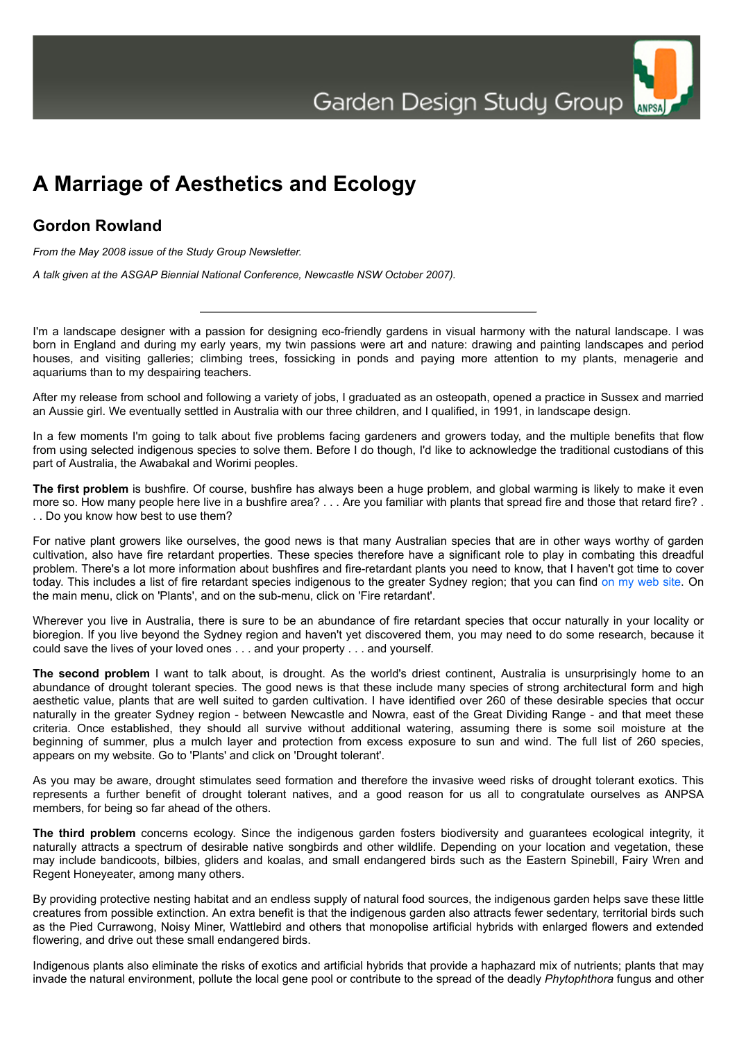# A Marriage of Aesthetics and Ecology

## Gordon Rowland

*From the May 2008 issue of the Study Group Newsletter.*

*A talk given at the ASGAP Biennial National Conference, Newcastle NSW October 2007).*

---

I'm a landscape designer with a passion for designing eco-friendly gardens in visual harmony with the natural landscape. I was born in England and during my early years, my twin passions were art and nature: drawing and painting landscapes and period houses, and visiting galleries; climbing trees, fossicking in ponds and paying more attention to my plants, menagerie and aquariums than to my despairing teachers.

After my release from school and following a variety of jobs, I graduated as an osteopath, opened a practice in Sussex and married an Aussie girl. We eventually settled in Australia with our three children, and I qualified, in 1991, in landscape design.

In a few moments I'm going to talk about five problems facing gardeners and growers today, and the multiple benefits that flow from using selected indigenous species to solve them. Before I do though, I'd like to acknowledge the traditional custodians of this part of Australia, the Awabakal and Worimi peoples.

**The first problem** is bushfire. Of course, bushfire has always been a huge problem, and global warming is likely to make it even more so. How many people here live in a bushfire area? . . . Are you familiar with plants that spread fire and those that retard fire? . . . Do you know how best to use them?

For native plant growers like ourselves, the good news is that many Australian species that are in other ways worthy of garden cultivation, also have fire retardant properties. These species therefore have a significant role to play in combating this dreadful problem. There's a lot more information about bushfires and fire-retardant plants you need to know, that I haven't got time to cover today. This includes a list of fire retardant species indigenous to the greater Sydney region; that you can find on my web site. On the main menu, click on 'Plants', and on the sub-menu, click on 'Fire retardant'.

Wherever you live in Australia, there is sure to be an abundance of fire retardant species that occur naturally in your locality or bioregion. If you live beyond the Sydney region and haven't yet discovered them, you may need to do some research, because it could save the lives of your loved ones . . . and your property . . . and yourself.

**The second problem** I want to talk about, is drought. As the world's driest continent, Australia is unsurprisingly home to an abundance of drought tolerant species. The good news is that these include many species of strong architectural form and high aesthetic value, plants that are well suited to garden cultivation. I have identified over 260 of these desirable species that occur naturally in the greater Sydney region - between Newcastle and Nowra, east of the Great Dividing Range - and that meet these criteria. Once established, they should all survive without additional watering, assuming there is some soil moisture at the beginning of summer, plus a mulch layer and protection from excess exposure to sun and wind. The full list of 260 species, appears on my website. Go to 'Plants' and click on 'Drought tolerant'.

As you may be aware, drought stimulates seed formation and therefore the invasive weed risks of drought tolerant exotics. This represents a further benefit of drought tolerant natives, and a good reason for us all to congratulate ourselves as ANPSA members, for being so far ahead of the others.

**The third problem** concerns ecology. Since the indigenous garden fosters biodiversity and guarantees ecological integrity, it naturally attracts a spectrum of desirable native songbirds and other wildlife. Depending on your location and vegetation, these may include bandicoots, bilbies, gliders and koalas, and small endangered birds such as the Eastern Spinebill, Fairy Wren and Regent Honeyeater, among many others.

By providing protective nesting habitat and an endless supply of natural food sources, the indigenous garden helps save these little creatures from possible extinction. An extra benefit is that the indigenous garden also attracts fewer sedentary, territorial birds such as the Pied Currawong, Noisy Miner, Wattlebird and others that monopolise artificial hybrids with enlarged flowers and extended flowering, and drive out these small endangered birds.

Indigenous plants also eliminate the risks of exotics and artificial hybrids that provide a haphazard mix of nutrients; plants that may invade the natural environment, pollute the local gene pool or contribute to the spread of the deadly *Phytophthora* fungus and other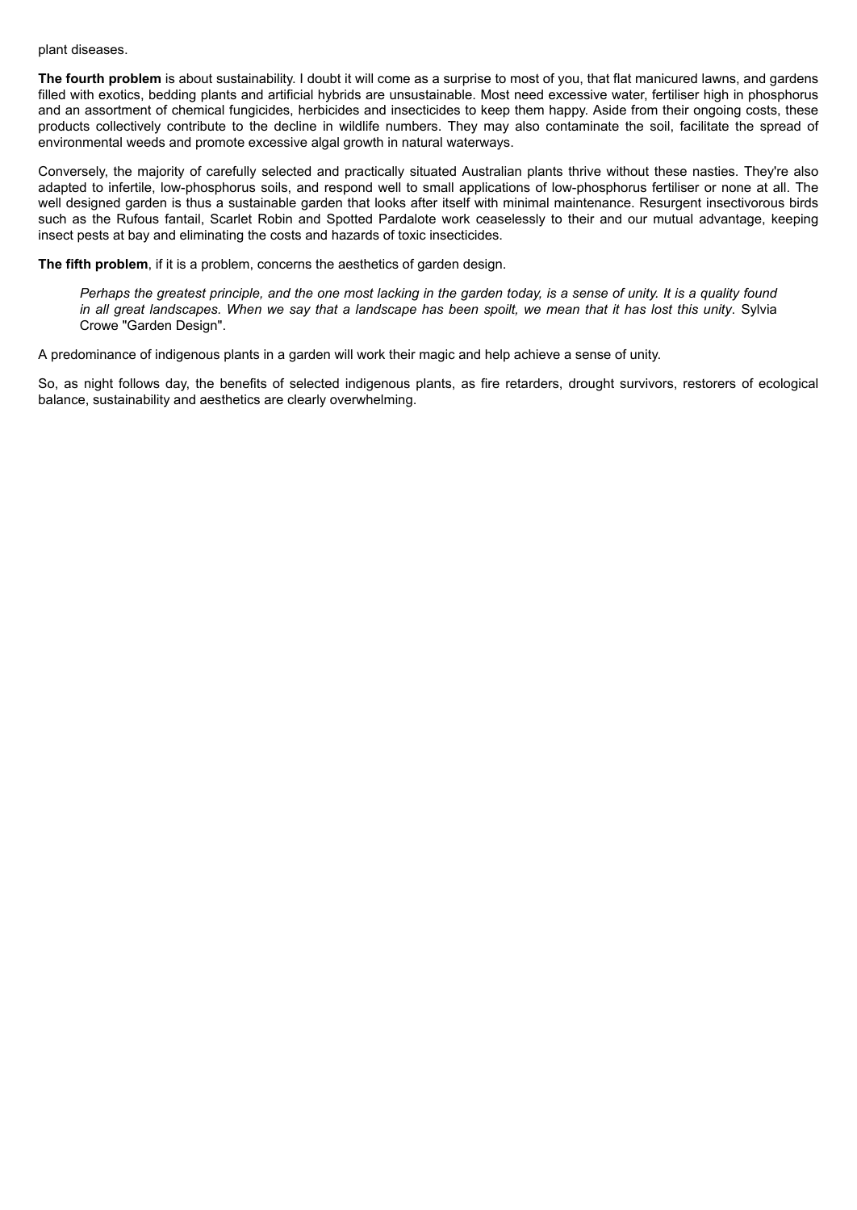plant diseases.

**The fourth problem** is about sustainability. I doubt it will come as a surprise to most of you, that flat manicured lawns, and gardens filled with exotics, bedding plants and artificial hybrids are unsustainable. Most need excessive water, fertiliser high in phosphorus and an assortment of chemical fungicides, herbicides and insecticides to keep them happy. Aside from their ongoing costs, these products collectively contribute to the decline in wildlife numbers. They may also contaminate the soil, facilitate the spread of environmental weeds and promote excessive algal growth in natural waterways.

Conversely, the majority of carefully selected and practically situated Australian plants thrive without these nasties. They're also adapted to infertile, low-phosphorus soils, and respond well to small applications of low-phosphorus fertiliser or none at all. The well designed garden is thus a sustainable garden that looks after itself with minimal maintenance. Resurgent insectivorous birds such as the Rufous fantail, Scarlet Robin and Spotted Pardalote work ceaselessly to their and our mutual advantage, keeping insect pests at bay and eliminating the costs and hazards of toxic insecticides.

**The fifth problem**, if it is a problem, concerns the aesthetics of garden design.

> *Perhaps the greatest principle, and the one most lacking in the garden today, is a sense of unity. It is a quality found in all great landscapes. When we say that a landscape has been spoilt, we mean that it has lost this unity.* Sylvia Crowe "Garden Design".

A predominance of indigenous plants in a garden will work their magic and help achieve a sense of unity.

So, as night follows day, the benefits of selected indigenous plants, as fire retarders, drought survivors, restorers of ecological balance, sustainability and aesthetics are clearly overwhelming.